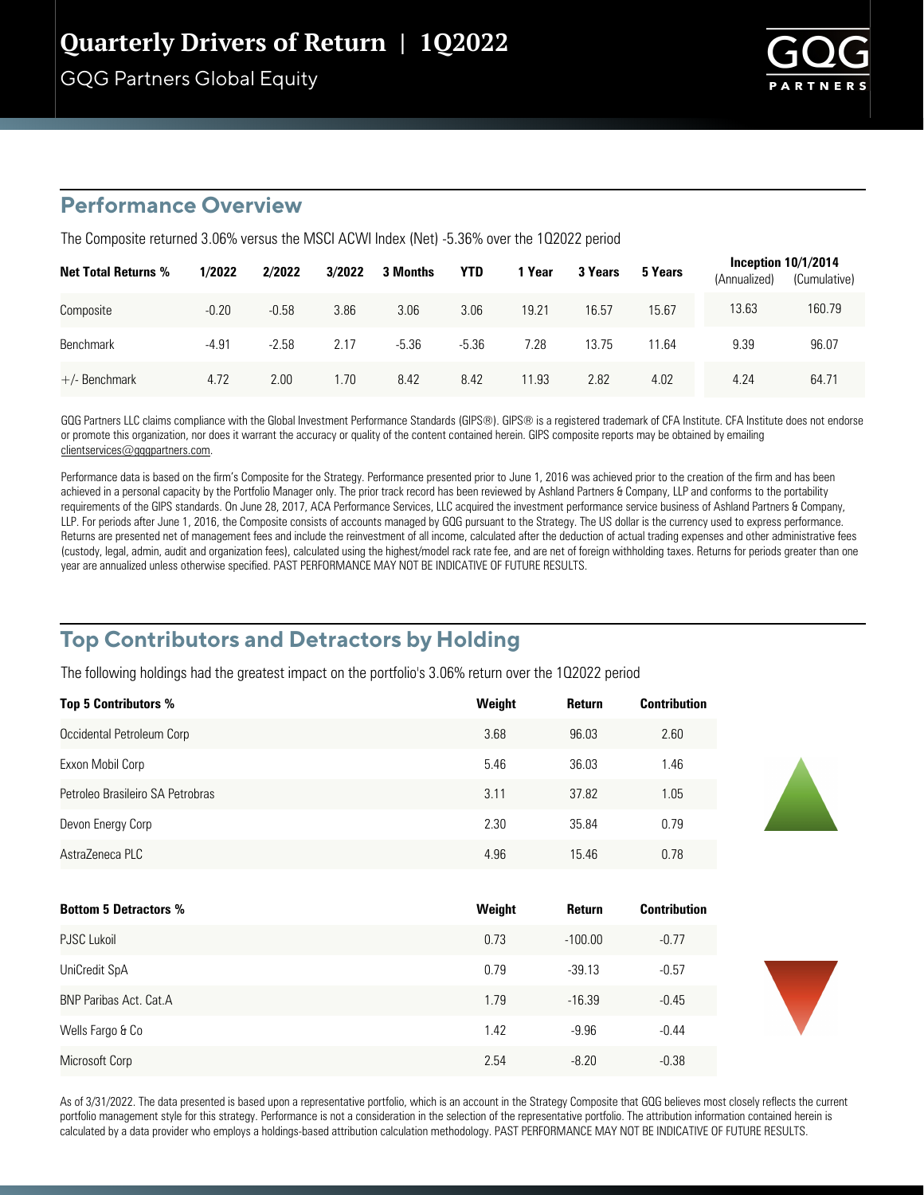# Quarterly Drivers of Return | 1Q2022

GQG Partners Global Equity

## Performance Overview

The Composite returned 3.06% versus the MSCI ACWI Index (Net) -5.36% over the 1Q2022 period

| Net Total Returns % | 1/2022 | 2/2022 | 3/2022 | 3 Months | YTD | 1 Year | 3 Years | 5 Years | Inception 10/1/2014 (Annualized) | Inception 10/1/2014 (Cumulative) |
|---|---|---|---|---|---|---|---|---|---|---|
| Composite | -0.20 | -0.58 | 3.86 | 3.06 | 3.06 | 19.21 | 16.57 | 15.67 | 13.63 | 160.79 |
| Benchmark | -4.91 | -2.58 | 2.17 | -5.36 | -5.36 | 7.28 | 13.75 | 11.64 | 9.39 | 96.07 |
| +/- Benchmark | 4.72 | 2.00 | 1.70 | 8.42 | 8.42 | 11.93 | 2.82 | 4.02 | 4.24 | 64.71 |

GQG Partners LLC claims compliance with the Global Investment Performance Standards (GIPS®). GIPS® is a registered trademark of CFA Institute. CFA Institute does not endorse or promote this organization, nor does it warrant the accuracy or quality of the content contained herein. GIPS composite reports may be obtained by emailing clientservices@gqgpartners.com.

Performance data is based on the firm's Composite for the Strategy. Performance presented prior to June 1, 2016 was achieved prior to the creation of the firm and has been achieved in a personal capacity by the Portfolio Manager only. The prior track record has been reviewed by Ashland Partners & Company, LLP and conforms to the portability requirements of the GIPS standards. On June 28, 2017, ACA Performance Services, LLC acquired the investment performance service business of Ashland Partners & Company, LLP. For periods after June 1, 2016, the Composite consists of accounts managed by GQG pursuant to the Strategy. The US dollar is the currency used to express performance. Returns are presented net of management fees and include the reinvestment of all income, calculated after the deduction of actual trading expenses and other administrative fees (custody, legal, admin, audit and organization fees), calculated using the highest/model rack rate fee, and are net of foreign withholding taxes. Returns for periods greater than one year are annualized unless otherwise specified. PAST PERFORMANCE MAY NOT BE INDICATIVE OF FUTURE RESULTS.

## Top Contributors and Detractors by Holding

The following holdings had the greatest impact on the portfolio's 3.06% return over the 1Q2022 period

| Top 5 Contributors % | Weight | Return | Contribution |
|---|---|---|---|
| Occidental Petroleum Corp | 3.68 | 96.03 | 2.60 |
| Exxon Mobil Corp | 5.46 | 36.03 | 1.46 |
| Petroleo Brasileiro SA Petrobras | 3.11 | 37.82 | 1.05 |
| Devon Energy Corp | 2.30 | 35.84 | 0.79 |
| AstraZeneca PLC | 4.96 | 15.46 | 0.78 |

| Bottom 5 Detractors % | Weight | Return | Contribution |
|---|---|---|---|
| PJSC Lukoil | 0.73 | -100.00 | -0.77 |
| UniCredit SpA | 0.79 | -39.13 | -0.57 |
| BNP Paribas Act. Cat.A | 1.79 | -16.39 | -0.45 |
| Wells Fargo & Co | 1.42 | -9.96 | -0.44 |
| Microsoft Corp | 2.54 | -8.20 | -0.38 |

As of 3/31/2022. The data presented is based upon a representative portfolio, which is an account in the Strategy Composite that GQG believes most closely reflects the current portfolio management style for this strategy. Performance is not a consideration in the selection of the representative portfolio. The attribution information contained herein is calculated by a data provider who employs a holdings-based attribution calculation methodology. PAST PERFORMANCE MAY NOT BE INDICATIVE OF FUTURE RESULTS.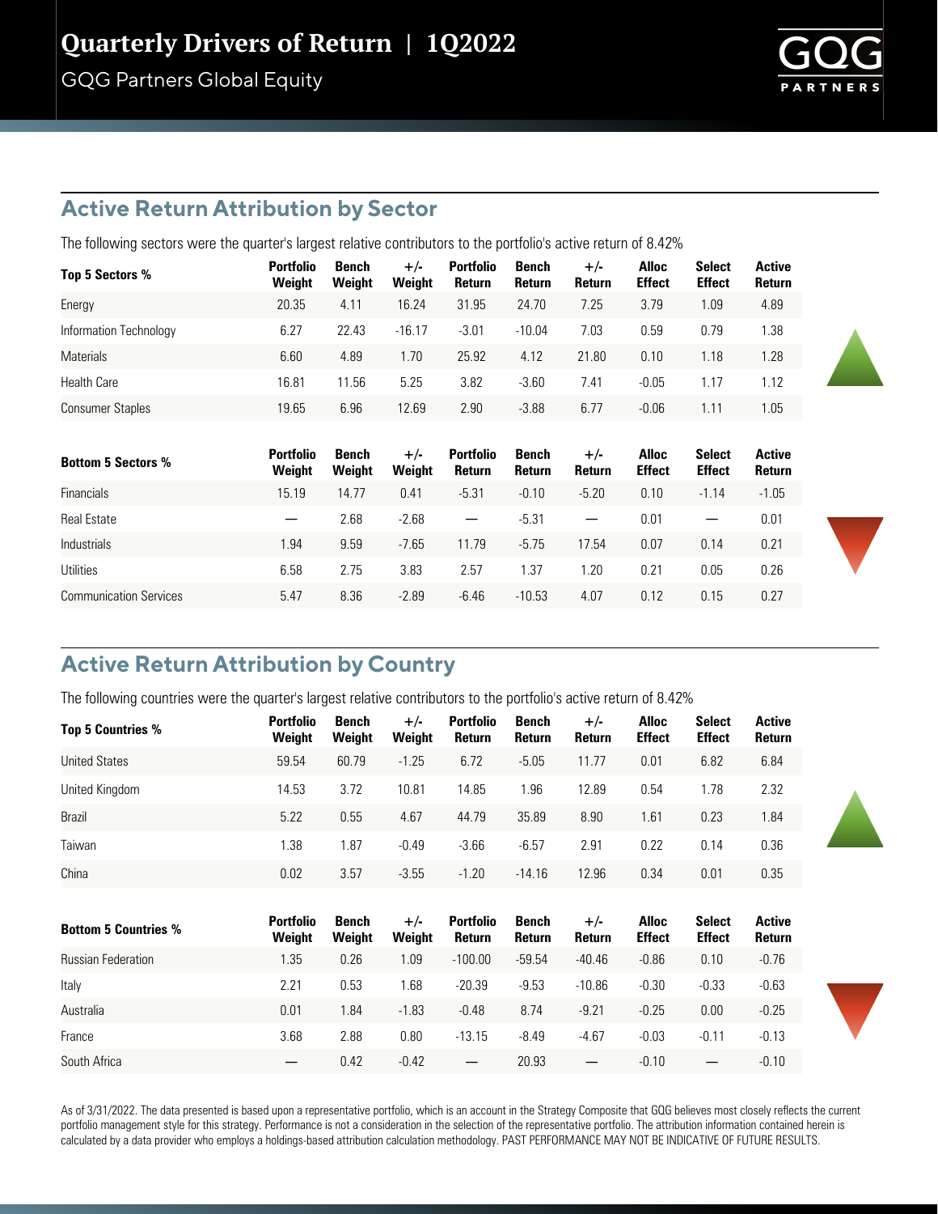# Quarterly Drivers of Return | 1Q2022

GQG Partners Global Equity

## Active Return Attribution by Sector

The following sectors were the quarter's largest relative contributors to the portfolio's active return of 8.42%

| Top 5 Sectors % | Portfolio Weight | Bench Weight | +/- Weight | Portfolio Return | Bench Return | +/- Return | Alloc Effect | Select Effect | Active Return |
|---|---|---|---|---|---|---|---|---|---|
| Energy | 20.35 | 4.11 | 16.24 | 31.95 | 24.70 | 7.25 | 3.79 | 1.09 | 4.89 |
| Information Technology | 6.27 | 22.43 | -16.17 | -3.01 | -10.04 | 7.03 | 0.59 | 0.79 | 1.38 |
| Materials | 6.60 | 4.89 | 1.70 | 25.92 | 4.12 | 21.80 | 0.10 | 1.18 | 1.28 |
| Health Care | 16.81 | 11.56 | 5.25 | 3.82 | -3.60 | 7.41 | -0.05 | 1.17 | 1.12 |
| Consumer Staples | 19.65 | 6.96 | 12.69 | 2.90 | -3.88 | 6.77 | -0.06 | 1.11 | 1.05 |

| Bottom 5 Sectors % | Portfolio Weight | Bench Weight | +/- Weight | Portfolio Return | Bench Return | +/- Return | Alloc Effect | Select Effect | Active Return |
|---|---|---|---|---|---|---|---|---|---|
| Financials | 15.19 | 14.77 | 0.41 | -5.31 | -0.10 | -5.20 | 0.10 | -1.14 | -1.05 |
| Real Estate | — | 2.68 | -2.68 | — | -5.31 | — | 0.01 | — | 0.01 |
| Industrials | 1.94 | 9.59 | -7.65 | 11.79 | -5.75 | 17.54 | 0.07 | 0.14 | 0.21 |
| Utilities | 6.58 | 2.75 | 3.83 | 2.57 | 1.37 | 1.20 | 0.21 | 0.05 | 0.26 |
| Communication Services | 5.47 | 8.36 | -2.89 | -6.46 | -10.53 | 4.07 | 0.12 | 0.15 | 0.27 |

## Active Return Attribution by Country

The following countries were the quarter's largest relative contributors to the portfolio's active return of 8.42%

| Top 5 Countries % | Portfolio Weight | Bench Weight | +/- Weight | Portfolio Return | Bench Return | +/- Return | Alloc Effect | Select Effect | Active Return |
|---|---|---|---|---|---|---|---|---|---|
| United States | 59.54 | 60.79 | -1.25 | 6.72 | -5.05 | 11.77 | 0.01 | 6.82 | 6.84 |
| United Kingdom | 14.53 | 3.72 | 10.81 | 14.85 | 1.96 | 12.89 | 0.54 | 1.78 | 2.32 |
| Brazil | 5.22 | 0.55 | 4.67 | 44.79 | 35.89 | 8.90 | 1.61 | 0.23 | 1.84 |
| Taiwan | 1.38 | 1.87 | -0.49 | -3.66 | -6.57 | 2.91 | 0.22 | 0.14 | 0.36 |
| China | 0.02 | 3.57 | -3.55 | -1.20 | -14.16 | 12.96 | 0.34 | 0.01 | 0.35 |

| Bottom 5 Countries % | Portfolio Weight | Bench Weight | +/- Weight | Portfolio Return | Bench Return | +/- Return | Alloc Effect | Select Effect | Active Return |
|---|---|---|---|---|---|---|---|---|---|
| Russian Federation | 1.35 | 0.26 | 1.09 | -100.00 | -59.54 | -40.46 | -0.86 | 0.10 | -0.76 |
| Italy | 2.21 | 0.53 | 1.68 | -20.39 | -9.53 | -10.86 | -0.30 | -0.33 | -0.63 |
| Australia | 0.01 | 1.84 | -1.83 | -0.48 | 8.74 | -9.21 | -0.25 | 0.00 | -0.25 |
| France | 3.68 | 2.88 | 0.80 | -13.15 | -8.49 | -4.67 | -0.03 | -0.11 | -0.13 |
| South Africa | — | 0.42 | -0.42 | — | 20.93 | — | -0.10 | — | -0.10 |

As of 3/31/2022. The data presented is based upon a representative portfolio, which is an account in the Strategy Composite that GQG believes most closely reflects the current portfolio management style for this strategy. Performance is not a consideration in the selection of the representative portfolio. The attribution information contained herein is calculated by a data provider who employs a holdings-based attribution calculation methodology. PAST PERFORMANCE MAY NOT BE INDICATIVE OF FUTURE RESULTS.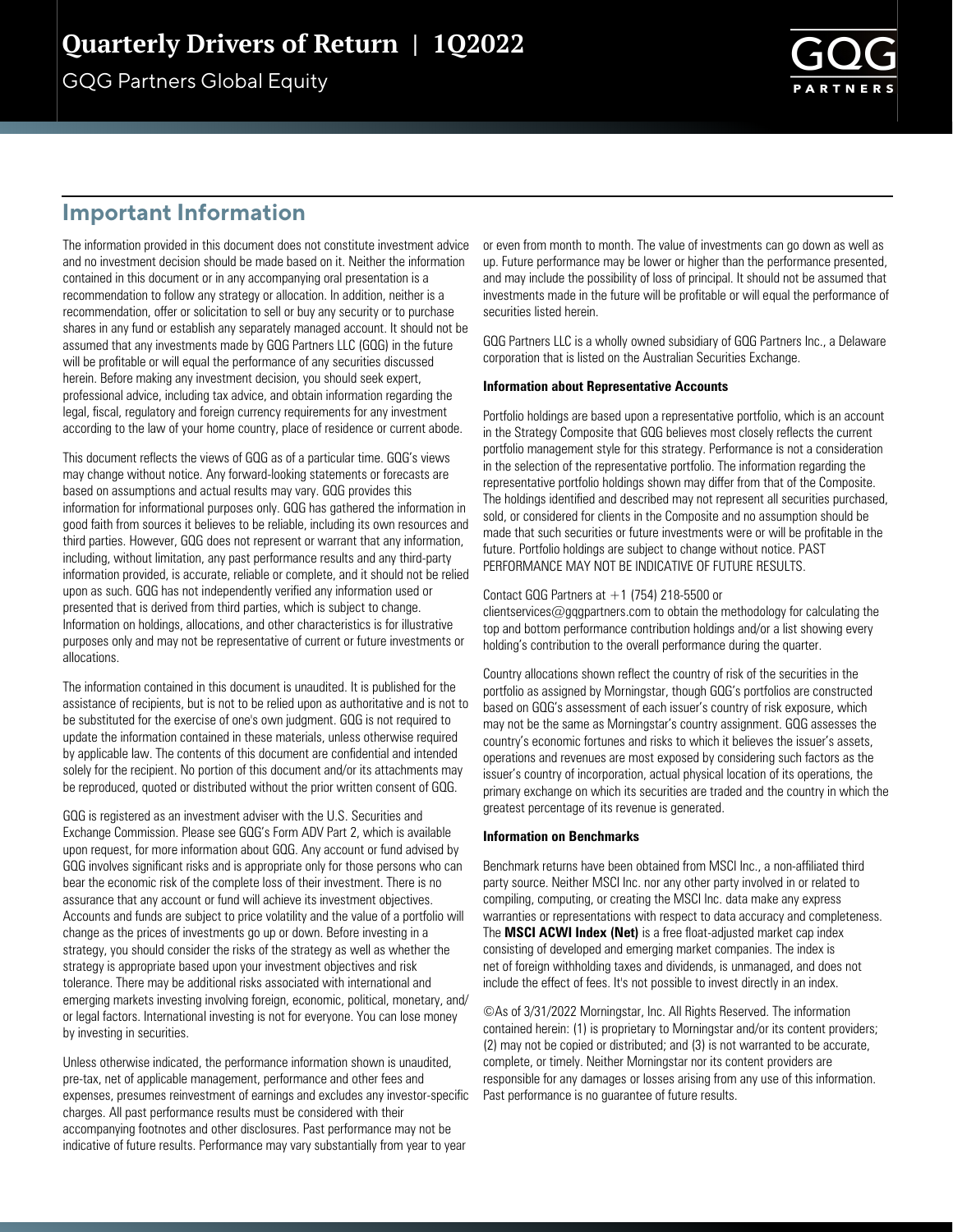## Important Information

The information provided in this document does not constitute investment advice and no investment decision should be made based on it. Neither the information contained in this document or in any accompanying oral presentation is a recommendation to follow any strategy or allocation. In addition, neither is a recommendation, offer or solicitation to sell or buy any security or to purchase shares in any fund or establish any separately managed account. It should not be assumed that any investments made by GQG Partners LLC (GQG) in the future will be profitable or will equal the performance of any securities discussed herein. Before making any investment decision, you should seek expert, professional advice, including tax advice, and obtain information regarding the legal, fiscal, regulatory and foreign currency requirements for any investment according to the law of your home country, place of residence or current abode.

This document reflects the views of GQG as of a particular time. GQG's views may change without notice. Any forward-looking statements or forecasts are based on assumptions and actual results may vary. GQG provides this information for informational purposes only. GQG has gathered the information in good faith from sources it believes to be reliable, including its own resources and third parties. However, GQG does not represent or warrant that any information, including, without limitation, any past performance results and any third-party information provided, is accurate, reliable or complete, and it should not be relied upon as such. GQG has not independently verified any information used or presented that is derived from third parties, which is subject to change. Information on holdings, allocations, and other characteristics is for illustrative purposes only and may not be representative of current or future investments or allocations.

The information contained in this document is unaudited. It is published for the assistance of recipients, but is not to be relied upon as authoritative and is not to be substituted for the exercise of one's own judgment. GQG is not required to update the information contained in these materials, unless otherwise required by applicable law. The contents of this document are confidential and intended solely for the recipient. No portion of this document and/or its attachments may be reproduced, quoted or distributed without the prior written consent of GQG.

GQG is registered as an investment adviser with the U.S. Securities and Exchange Commission. Please see GQG's Form ADV Part 2, which is available upon request, for more information about GQG. Any account or fund advised by GQG involves significant risks and is appropriate only for those persons who can bear the economic risk of the complete loss of their investment. There is no assurance that any account or fund will achieve its investment objectives. Accounts and funds are subject to price volatility and the value of a portfolio will change as the prices of investments go up or down. Before investing in a strategy, you should consider the risks of the strategy as well as whether the strategy is appropriate based upon your investment objectives and risk tolerance. There may be additional risks associated with international and emerging markets investing involving foreign, economic, political, monetary, and/or legal factors. International investing is not for everyone. You can lose money by investing in securities.

Unless otherwise indicated, the performance information shown is unaudited, pre-tax, net of applicable management, performance and other fees and expenses, presumes reinvestment of earnings and excludes any investor-specific charges. All past performance results must be considered with their accompanying footnotes and other disclosures. Past performance may not be indicative of future results. Performance may vary substantially from year to year or even from month to month. The value of investments can go down as well as up. Future performance may be lower or higher than the performance presented, and may include the possibility of loss of principal. It should not be assumed that investments made in the future will be profitable or will equal the performance of securities listed herein.

GQG Partners LLC is a wholly owned subsidiary of GQG Partners Inc., a Delaware corporation that is listed on the Australian Securities Exchange.

**Information about Representative Accounts**

Portfolio holdings are based upon a representative portfolio, which is an account in the Strategy Composite that GQG believes most closely reflects the current portfolio management style for this strategy. Performance is not a consideration in the selection of the representative portfolio. The information regarding the representative portfolio holdings shown may differ from that of the Composite. The holdings identified and described may not represent all securities purchased, sold, or considered for clients in the Composite and no assumption should be made that such securities or future investments were or will be profitable in the future. Portfolio holdings are subject to change without notice. PAST PERFORMANCE MAY NOT BE INDICATIVE OF FUTURE RESULTS.

Contact GQG Partners at +1 (754) 218-5500 or clientservices@gqgpartners.com to obtain the methodology for calculating the top and bottom performance contribution holdings and/or a list showing every holding's contribution to the overall performance during the quarter.

Country allocations shown reflect the country of risk of the securities in the portfolio as assigned by Morningstar, though GQG's portfolios are constructed based on GQG's assessment of each issuer's country of risk exposure, which may not be the same as Morningstar's country assignment. GQG assesses the country's economic fortunes and risks to which it believes the issuer's assets, operations and revenues are most exposed by considering such factors as the issuer's country of incorporation, actual physical location of its operations, the primary exchange on which its securities are traded and the country in which the greatest percentage of its revenue is generated.

**Information on Benchmarks**

Benchmark returns have been obtained from MSCI Inc., a non-affiliated third party source. Neither MSCI Inc. nor any other party involved in or related to compiling, computing, or creating the MSCI Inc. data make any express warranties or representations with respect to data accuracy and completeness. The **MSCI ACWI Index (Net)** is a free float-adjusted market cap index consisting of developed and emerging market companies. The index is net of foreign withholding taxes and dividends, is unmanaged, and does not include the effect of fees. It's not possible to invest directly in an index.

©As of 3/31/2022 Morningstar, Inc. All Rights Reserved. The information contained herein: (1) is proprietary to Morningstar and/or its content providers; (2) may not be copied or distributed; and (3) is not warranted to be accurate, complete, or timely. Neither Morningstar nor its content providers are responsible for any damages or losses arising from any use of this information. Past performance is no guarantee of future results.